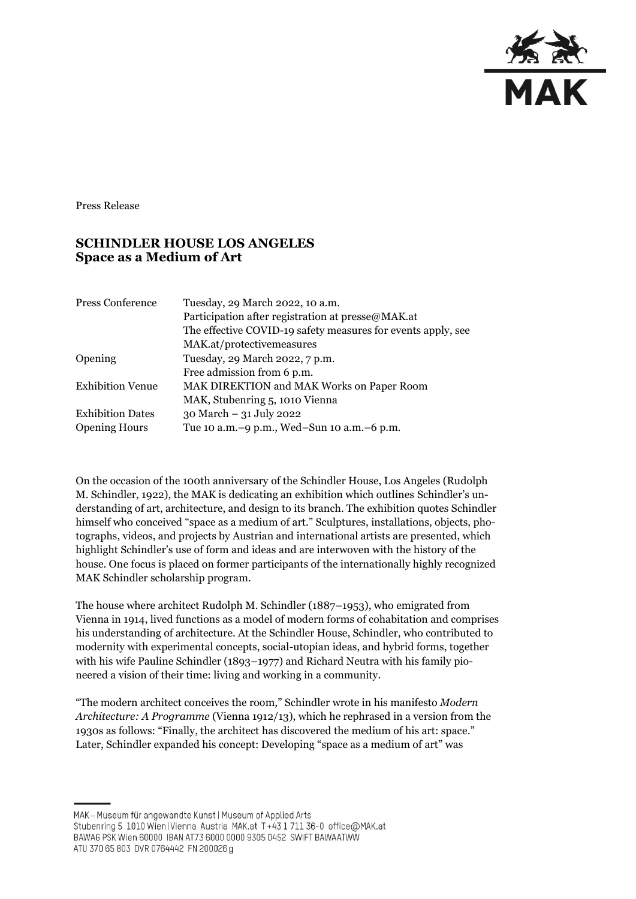Press Release

# SCHINDLER HOUSE LOS ANGELES
## Space as a Medium of Art

| | |
|---|---|
| Press Conference | Tuesday, 29 March 2022, 10 a.m.<br>Participation after registration at presse@MAK.at<br>The effective COVID-19 safety measures for events apply, see MAK.at/protectivemeasures |
| Opening | Tuesday, 29 March 2022, 7 p.m.<br>Free admission from 6 p.m. |
| Exhibition Venue | MAK DIREKTION and MAK Works on Paper Room<br>MAK, Stubenring 5, 1010 Vienna |
| Exhibition Dates | 30 March – 31 July 2022 |
| Opening Hours | Tue 10 a.m.–9 p.m., Wed–Sun 10 a.m.–6 p.m. |

On the occasion of the 100th anniversary of the Schindler House, Los Angeles (Rudolph M. Schindler, 1922), the MAK is dedicating an exhibition which outlines Schindler's understanding of art, architecture, and design to its branch. The exhibition quotes Schindler himself who conceived "space as a medium of art." Sculptures, installations, objects, photographs, videos, and projects by Austrian and international artists are presented, which highlight Schindler's use of form and ideas and are interwoven with the history of the house. One focus is placed on former participants of the internationally highly recognized MAK Schindler scholarship program.

The house where architect Rudolph M. Schindler (1887–1953), who emigrated from Vienna in 1914, lived functions as a model of modern forms of cohabitation and comprises his understanding of architecture. At the Schindler House, Schindler, who contributed to modernity with experimental concepts, social-utopian ideas, and hybrid forms, together with his wife Pauline Schindler (1893–1977) and Richard Neutra with his family pioneered a vision of their time: living and working in a community.

"The modern architect conceives the room," Schindler wrote in his manifesto *Modern Architecture: A Programme* (Vienna 1912/13), which he rephrased in a version from the 1930s as follows: "Finally, the architect has discovered the medium of his art: space." Later, Schindler expanded his concept: Developing "space as a medium of art" was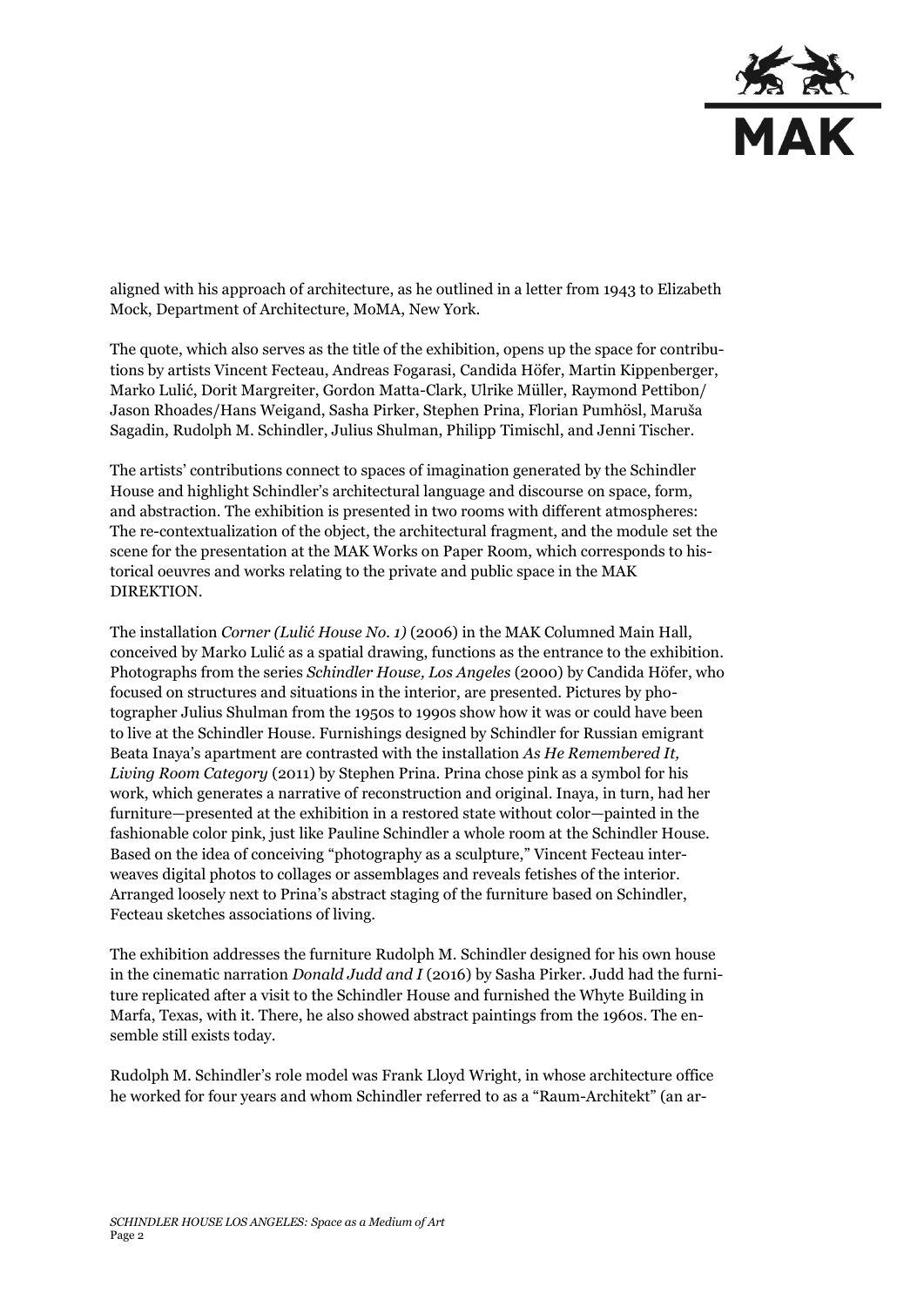aligned with his approach of architecture, as he outlined in a letter from 1943 to Elizabeth Mock, Department of Architecture, MoMA, New York.

The quote, which also serves as the title of the exhibition, opens up the space for contributions by artists Vincent Fecteau, Andreas Fogarasi, Candida Höfer, Martin Kippenberger, Marko Lulić, Dorit Margreiter, Gordon Matta-Clark, Ulrike Müller, Raymond Pettibon/ Jason Rhoades/Hans Weigand, Sasha Pirker, Stephen Prina, Florian Pumhösl, Maruša Sagadin, Rudolph M. Schindler, Julius Shulman, Philipp Timischl, and Jenni Tischer.

The artists' contributions connect to spaces of imagination generated by the Schindler House and highlight Schindler's architectural language and discourse on space, form, and abstraction. The exhibition is presented in two rooms with different atmospheres: The re-contextualization of the object, the architectural fragment, and the module set the scene for the presentation at the MAK Works on Paper Room, which corresponds to historical oeuvres and works relating to the private and public space in the MAK DIREKTION.

The installation *Corner (Lulić House No. 1)* (2006) in the MAK Columned Main Hall, conceived by Marko Lulić as a spatial drawing, functions as the entrance to the exhibition. Photographs from the series *Schindler House, Los Angeles* (2000) by Candida Höfer, who focused on structures and situations in the interior, are presented. Pictures by photographer Julius Shulman from the 1950s to 1990s show how it was or could have been to live at the Schindler House. Furnishings designed by Schindler for Russian emigrant Beata Inaya's apartment are contrasted with the installation *As He Remembered It, Living Room Category* (2011) by Stephen Prina. Prina chose pink as a symbol for his work, which generates a narrative of reconstruction and original. Inaya, in turn, had her furniture—presented at the exhibition in a restored state without color—painted in the fashionable color pink, just like Pauline Schindler a whole room at the Schindler House. Based on the idea of conceiving "photography as a sculpture," Vincent Fecteau interweaves digital photos to collages or assemblages and reveals fetishes of the interior. Arranged loosely next to Prina's abstract staging of the furniture based on Schindler, Fecteau sketches associations of living.

The exhibition addresses the furniture Rudolph M. Schindler designed for his own house in the cinematic narration *Donald Judd and I* (2016) by Sasha Pirker. Judd had the furniture replicated after a visit to the Schindler House and furnished the Whyte Building in Marfa, Texas, with it. There, he also showed abstract paintings from the 1960s. The ensemble still exists today.

Rudolph M. Schindler's role model was Frank Lloyd Wright, in whose architecture office he worked for four years and whom Schindler referred to as a "Raum-Architekt" (an ar-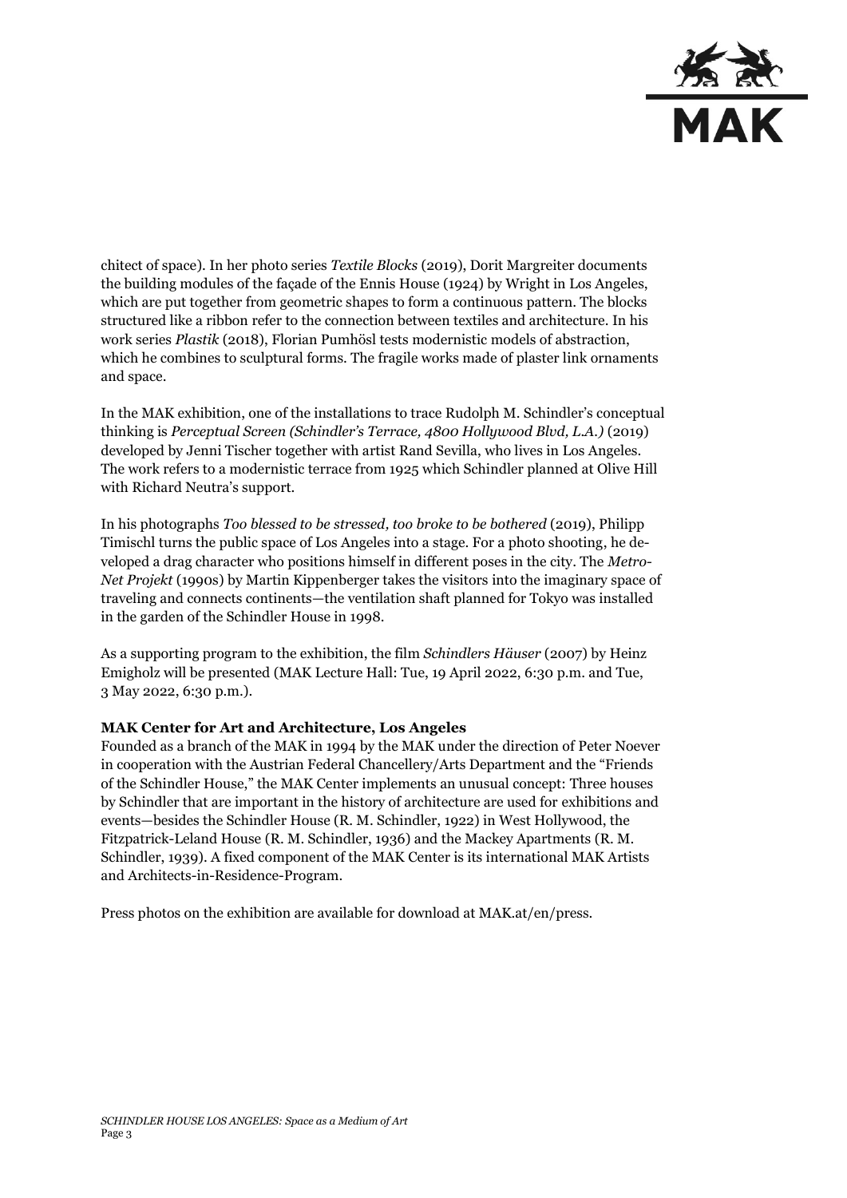chitect of space). In her photo series *Textile Blocks* (2019), Dorit Margreiter documents the building modules of the façade of the Ennis House (1924) by Wright in Los Angeles, which are put together from geometric shapes to form a continuous pattern. The blocks structured like a ribbon refer to the connection between textiles and architecture. In his work series *Plastik* (2018), Florian Pumhösl tests modernistic models of abstraction, which he combines to sculptural forms. The fragile works made of plaster link ornaments and space.

In the MAK exhibition, one of the installations to trace Rudolph M. Schindler's conceptual thinking is *Perceptual Screen (Schindler's Terrace, 4800 Hollywood Blvd, L.A.)* (2019) developed by Jenni Tischer together with artist Rand Sevilla, who lives in Los Angeles. The work refers to a modernistic terrace from 1925 which Schindler planned at Olive Hill with Richard Neutra's support.

In his photographs *Too blessed to be stressed, too broke to be bothered* (2019), Philipp Timischl turns the public space of Los Angeles into a stage. For a photo shooting, he developed a drag character who positions himself in different poses in the city. The *Metro-Net Projekt* (1990s) by Martin Kippenberger takes the visitors into the imaginary space of traveling and connects continents—the ventilation shaft planned for Tokyo was installed in the garden of the Schindler House in 1998.

As a supporting program to the exhibition, the film *Schindlers Häuser* (2007) by Heinz Emigholz will be presented (MAK Lecture Hall: Tue, 19 April 2022, 6:30 p.m. and Tue, 3 May 2022, 6:30 p.m.).

**MAK Center for Art and Architecture, Los Angeles**
Founded as a branch of the MAK in 1994 by the MAK under the direction of Peter Noever in cooperation with the Austrian Federal Chancellery/Arts Department and the "Friends of the Schindler House," the MAK Center implements an unusual concept: Three houses by Schindler that are important in the history of architecture are used for exhibitions and events—besides the Schindler House (R. M. Schindler, 1922) in West Hollywood, the Fitzpatrick-Leland House (R. M. Schindler, 1936) and the Mackey Apartments (R. M. Schindler, 1939). A fixed component of the MAK Center is its international MAK Artists and Architects-in-Residence-Program.

Press photos on the exhibition are available for download at MAK.at/en/press.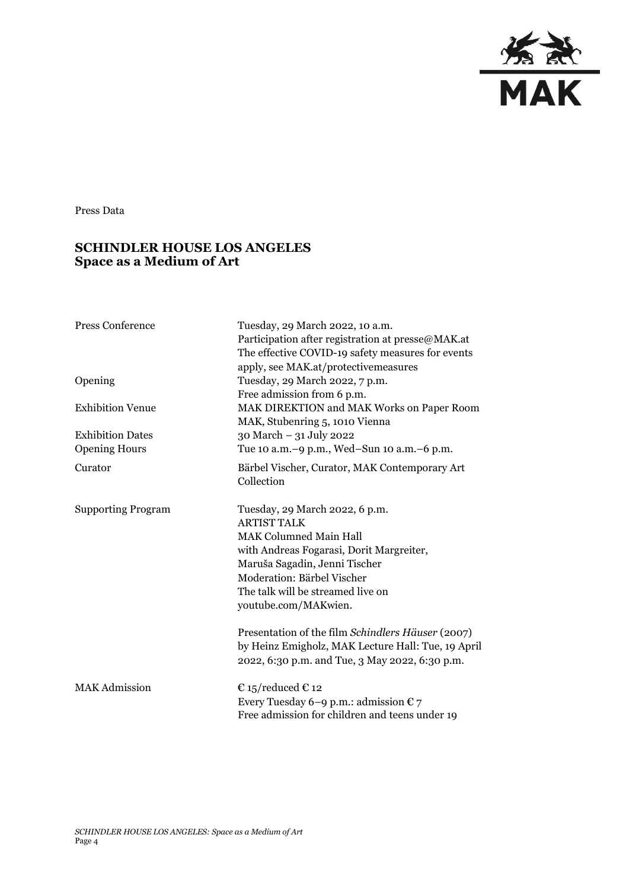Press Data

## SCHINDLER HOUSE LOS ANGELES
## Space as a Medium of Art

| | |
|---|---|
| Press Conference | Tuesday, 29 March 2022, 10 a.m.<br>Participation after registration at presse@MAK.at<br>The effective COVID-19 safety measures for events apply, see MAK.at/protectivemeasures |
| Opening | Tuesday, 29 March 2022, 7 p.m.<br>Free admission from 6 p.m. |
| Exhibition Venue | MAK DIREKTION and MAK Works on Paper Room<br>MAK, Stubenring 5, 1010 Vienna |
| Exhibition Dates | 30 March – 31 July 2022 |
| Opening Hours | Tue 10 a.m.–9 p.m., Wed–Sun 10 a.m.–6 p.m. |
| Curator | Bärbel Vischer, Curator, MAK Contemporary Art Collection |
| Supporting Program | Tuesday, 29 March 2022, 6 p.m.<br>ARTIST TALK<br>MAK Columned Main Hall<br>with Andreas Fogarasi, Dorit Margreiter, Maruša Sagadin, Jenni Tischer<br>Moderation: Bärbel Vischer<br>The talk will be streamed live on youtube.com/MAKwien.<br><br>Presentation of the film *Schindlers Häuser* (2007) by Heinz Emigholz, MAK Lecture Hall: Tue, 19 April 2022, 6:30 p.m. and Tue, 3 May 2022, 6:30 p.m. |
| MAK Admission | € 15/reduced € 12<br>Every Tuesday 6–9 p.m.: admission € 7<br>Free admission for children and teens under 19 |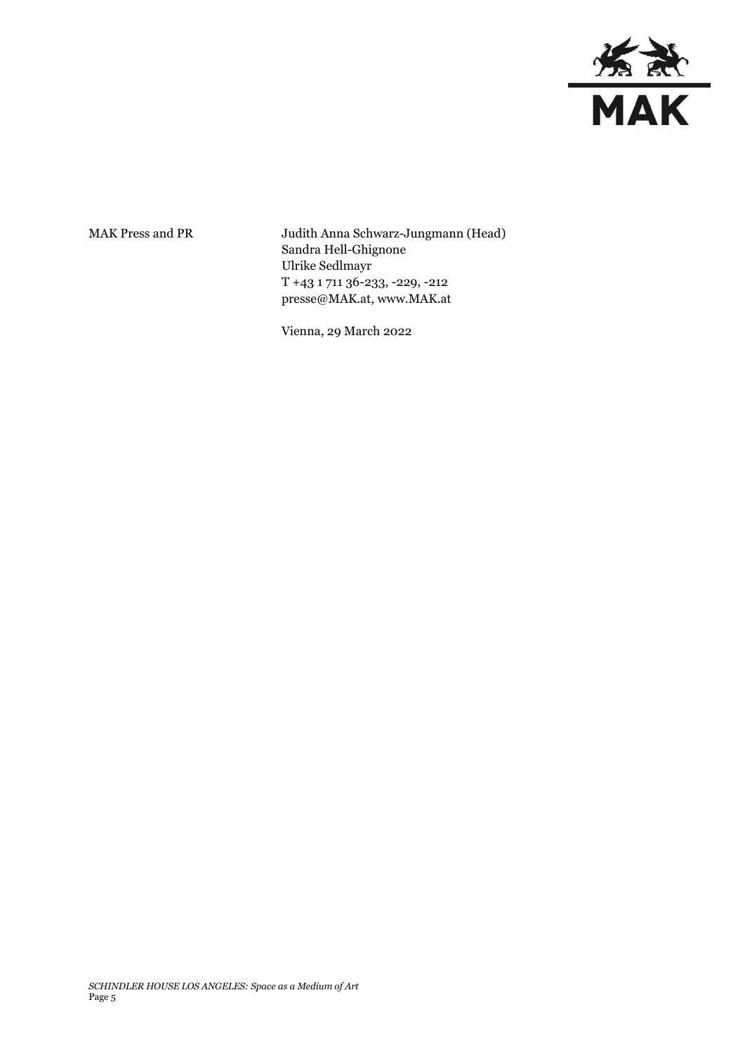MAK Press and PR

Judith Anna Schwarz-Jungmann (Head)
Sandra Hell-Ghignone
Ulrike Sedlmayr
T +43 1 711 36-233, -229, -212
presse@MAK.at, www.MAK.at

Vienna, 29 March 2022